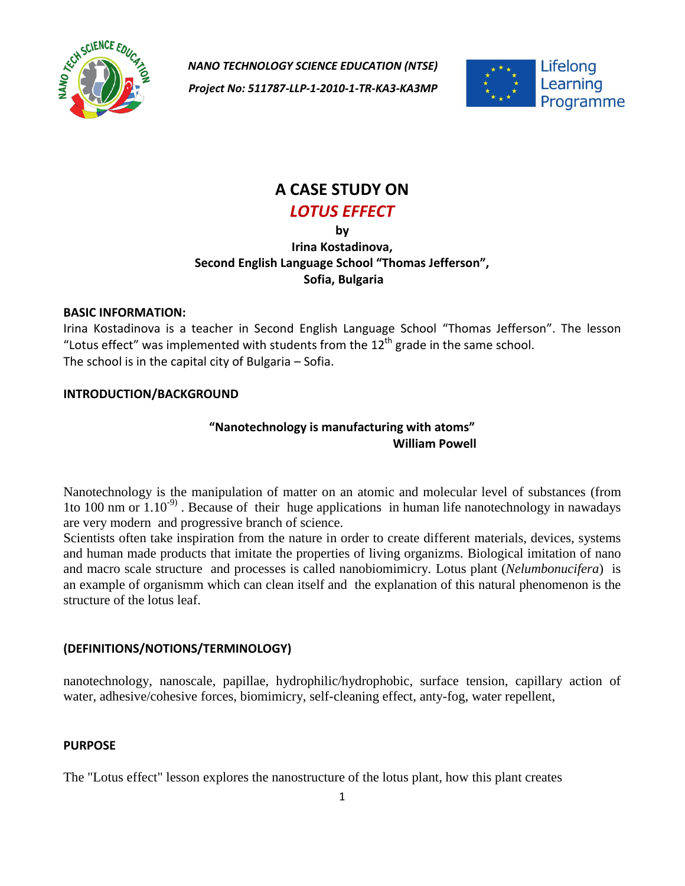*NANO TECHNOLOGY SCIENCE EDUCATION (NTSE)*

*Project No: 511787-LLP-1-2010-1-TR-KA3-KA3MP*

Lifelong Learning Programme

# A CASE STUDY ON
# *LOTUS EFFECT*

**by**
**Irina Kostadinova,**
**Second English Language School "Thomas Jefferson",**
**Sofia, Bulgaria**

**BASIC INFORMATION:**

Irina Kostadinova is a teacher in Second English Language School "Thomas Jefferson". The lesson "Lotus effect" was implemented with students from the 12th grade in the same school.
The school is in the capital city of Bulgaria – Sofia.

**INTRODUCTION/BACKGROUND**

**"Nanotechnology is manufacturing with atoms"**
**William Powell**

Nanotechnology is the manipulation of matter on an atomic and molecular level of substances (from 1to 100 nm or $1.10^{-9)}$ . Because of their huge applications in human life nanotechnology in nawadays are very modern and progressive branch of science.
Scientists often take inspiration from the nature in order to create different materials, devices, systems and human made products that imitate the properties of living organizms. Biological imitation of nano and macro scale structure and processes is called nanobiomimicry. Lotus plant (*Nelumbonucifera*) is an example of organismm which can clean itself and the explanation of this natural phenomenon is the structure of the lotus leaf.

**(DEFINITIONS/NOTIONS/TERMINOLOGY)**

nanotechnology, nanoscale, papillae, hydrophilic/hydrophobic, surface tension, capillary action of water, adhesive/cohesive forces, biomimicry, self-cleaning effect, anty-fog, water repellent,

**PURPOSE**

The "Lotus effect" lesson explores the nanostructure of the lotus plant, how this plant creates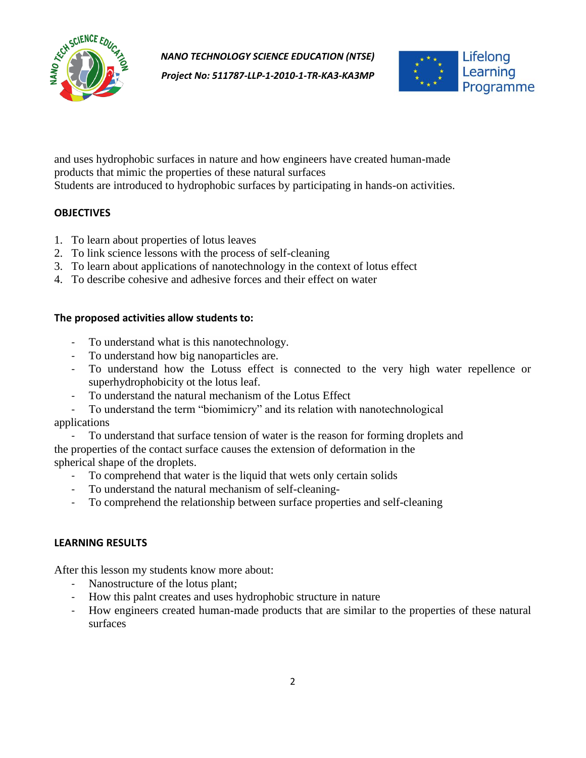and uses hydrophobic surfaces in nature and how engineers have created human-made products that mimic the properties of these natural surfaces
Students are introduced to hydrophobic surfaces by participating in hands-on activities.

**OBJECTIVES**

1. To learn about properties of lotus leaves
2. To link science lessons with the process of self-cleaning
3. To learn about applications of nanotechnology in the context of lotus effect
4. To describe cohesive and adhesive forces and their effect on water

**The proposed activities allow students to:**

- To understand what is this nanotechnology.
- To understand how big nanoparticles are.
- To understand how the Lotuss effect is connected to the very high water repellence or superhydrophobicity ot the lotus leaf.
- To understand the natural mechanism of the Lotus Effect
- To understand the term "biomimicry" and its relation with nanotechnological applications
- To understand that surface tension of water is the reason for forming droplets and the properties of the contact surface causes the extension of deformation in the spherical shape of the droplets.
- To comprehend that water is the liquid that wets only certain solids
- To understand the natural mechanism of self-cleaning-
- To comprehend the relationship between surface properties and self-cleaning

**LEARNING RESULTS**

After this lesson my students know more about:

- Nanostructure of the lotus plant;
- How this palnt creates and uses hydrophobic structure in nature
- How engineers created human-made products that are similar to the properties of these natural surfaces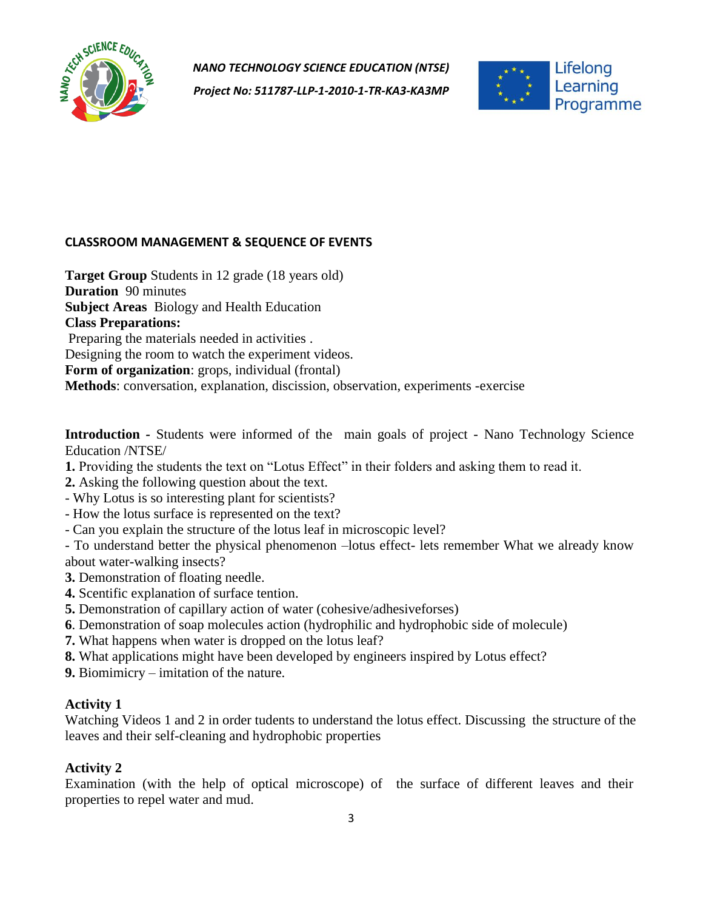## CLASSROOM MANAGEMENT & SEQUENCE OF EVENTS

**Target Group** Students in 12 grade (18 years old)
**Duration** 90 minutes
**Subject Areas** Biology and Health Education
**Class Preparations:**
Preparing the materials needed in activities .
Designing the room to watch the experiment videos.
**Form of organization**: grops, individual (frontal)
**Methods**: conversation, explanation, discission, observation, experiments -exercise

**Introduction -** Students were informed of the main goals of project - Nano Technology Science Education /NTSE/

**1.** Providing the students the text on "Lotus Effect" in their folders and asking them to read it.
**2.** Asking the following question about the text.
- Why Lotus is so interesting plant for scientists?
- How the lotus surface is represented on the text?
- Can you explain the structure of the lotus leaf in microscopic level?
- To understand better the physical phenomenon –lotus effect- lets remember What we already know about water-walking insects?

**3.** Demonstration of floating needle.
**4.** Scentific explanation of surface tention.
**5.** Demonstration of capillary action of water (cohesive/adhesiveforses)
**6**. Demonstration of soap molecules action (hydrophilic and hydrophobic side of molecule)
**7.** What happens when water is dropped on the lotus leaf?
**8.** What applications might have been developed by engineers inspired by Lotus effect?
**9.** Biomimicry – imitation of the nature.

### Activity 1

Watching Videos 1 and 2 in order tudents to understand the lotus effect. Discussing the structure of the leaves and their self-cleaning and hydrophobic properties

### Activity 2

Examination (with the help of optical microscope) of the surface of different leaves and their properties to repel water and mud.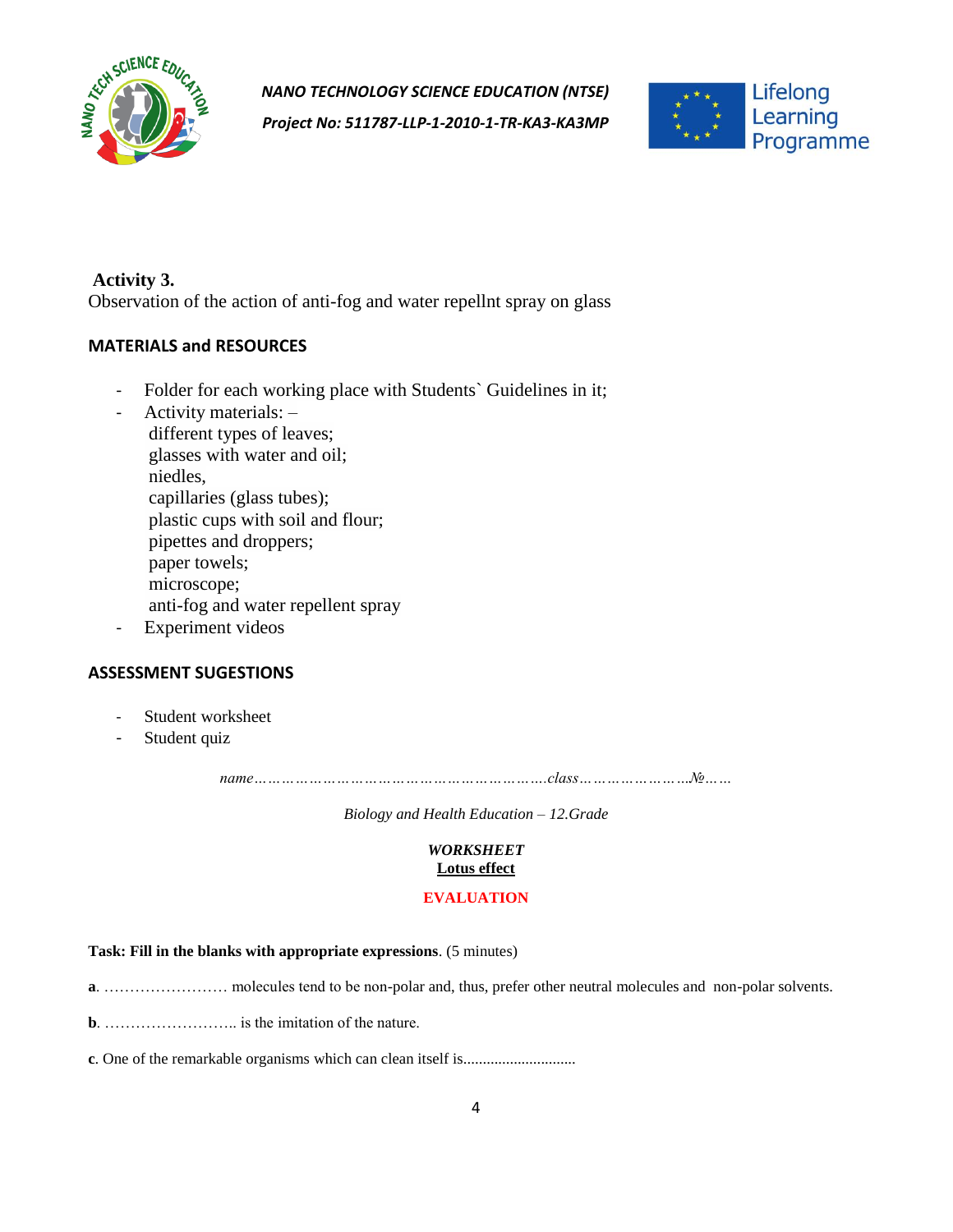**Activity 3.**
Observation of the action of anti-fog and water repellnt spray on glass

## MATERIALS and RESOURCES

- Folder for each working place with Students` Guidelines in it;
- Activity materials: –
  different types of leaves;
  glasses with water and oil;
  niedles,
  capillaries (glass tubes);
  plastic cups with soil and flour;
  pipettes and droppers;
  paper towels;
  microscope;
  anti-fog and water repellent spray
- Experiment videos

## ASSESSMENT SUGESTIONS

- Student worksheet
- Student quiz

*name……………………………………………………….class…………………..№……*

*Biology and Health Education – 12.Grade*

***WORKSHEET***
**Lotus effect**

**EVALUATION**

**Task: Fill in the blanks with appropriate expressions**. (5 minutes)

**a**. …………………… molecules tend to be non-polar and, thus, prefer other neutral molecules and non-polar solvents.

**b**. …………………….. is the imitation of the nature.

**c**. One of the remarkable organisms which can clean itself is............................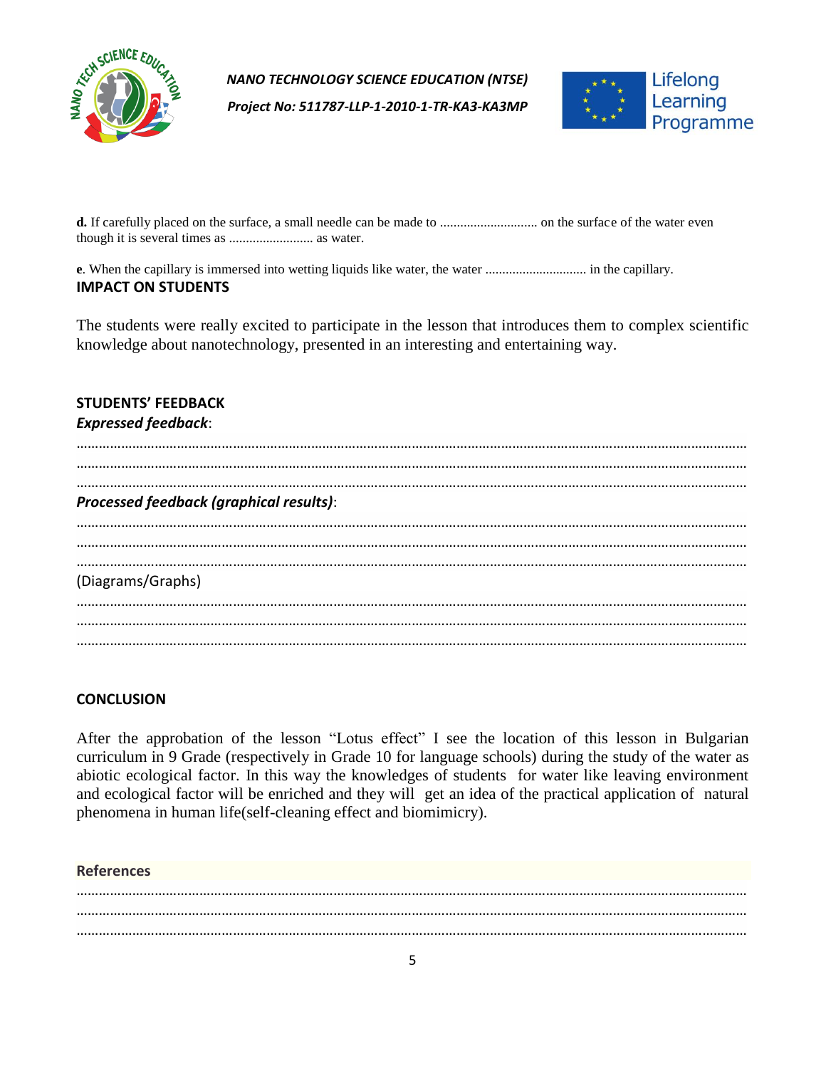**d.** If carefully placed on the surface, a small needle can be made to ............................ on the surface of the water even though it is several times as ........................ as water.

**e**. When the capillary is immersed into wetting liquids like water, the water ............................. in the capillary.

**IMPACT ON STUDENTS**

The students were really excited to participate in the lesson that introduces them to complex scientific knowledge about nanotechnology, presented in an interesting and entertaining way.

**STUDENTS' FEEDBACK**

***Expressed feedback***:

..........................................................................................................................................................................

..........................................................................................................................................................................

..........................................................................................................................................................................

***Processed feedback (graphical results)***:

..........................................................................................................................................................................

..........................................................................................................................................................................

..........................................................................................................................................................................

(Diagrams/Graphs)

..........................................................................................................................................................................

..........................................................................................................................................................................

..........................................................................................................................................................................

**CONCLUSION**

After the approbation of the lesson "Lotus effect" I see the location of this lesson in Bulgarian curriculum in 9 Grade (respectively in Grade 10 for language schools) during the study of the water as abiotic ecological factor. In this way the knowledges of students for water like leaving environment and ecological factor will be enriched and they will get an idea of the practical application of natural phenomena in human life(self-cleaning effect and biomimicry).

**References**

..........................................................................................................................................................................

..........................................................................................................................................................................

..........................................................................................................................................................................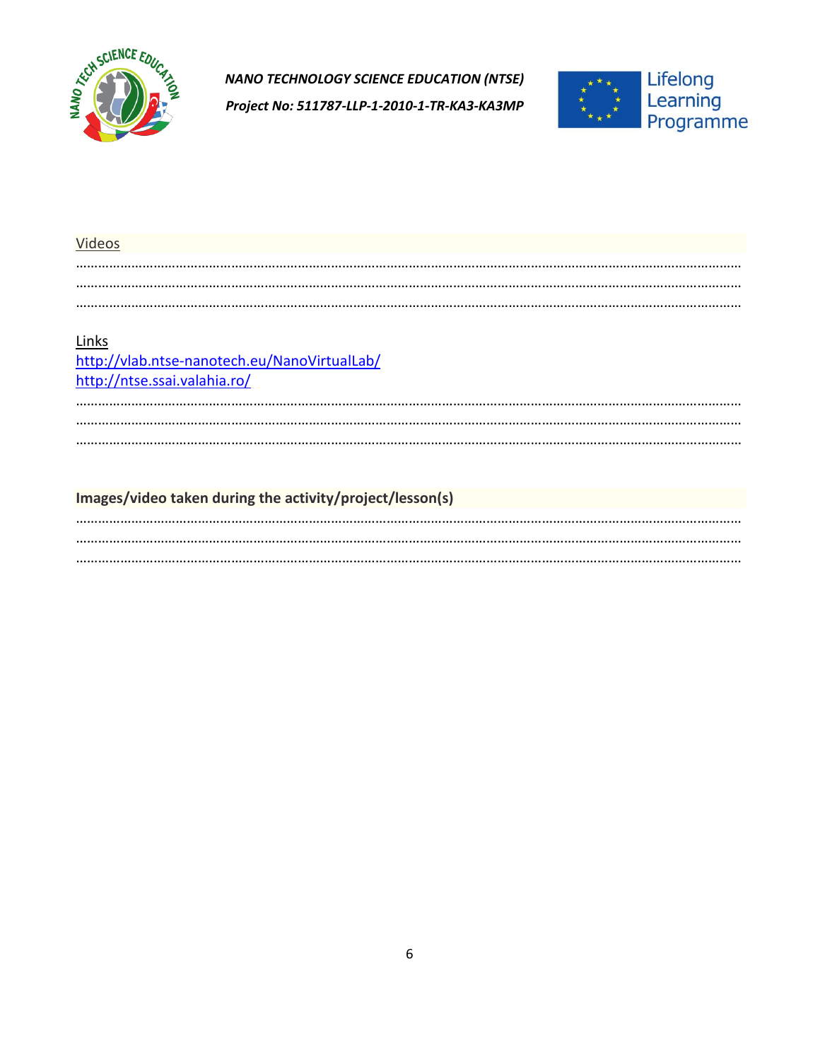Videos

……………………………………………………………………………………………………………………………………………………………
……………………………………………………………………………………………………………………………………………………………
……………………………………………………………………………………………………………………………………………………………

Links

http://vlab.ntse-nanotech.eu/NanoVirtualLab/

http://ntse.ssai.valahia.ro/

……………………………………………………………………………………………………………………………………………………………
……………………………………………………………………………………………………………………………………………………………
……………………………………………………………………………………………………………………………………………………………

**Images/video taken during the activity/project/lesson(s)**

……………………………………………………………………………………………………………………………………………………………
……………………………………………………………………………………………………………………………………………………………
……………………………………………………………………………………………………………………………………………………………